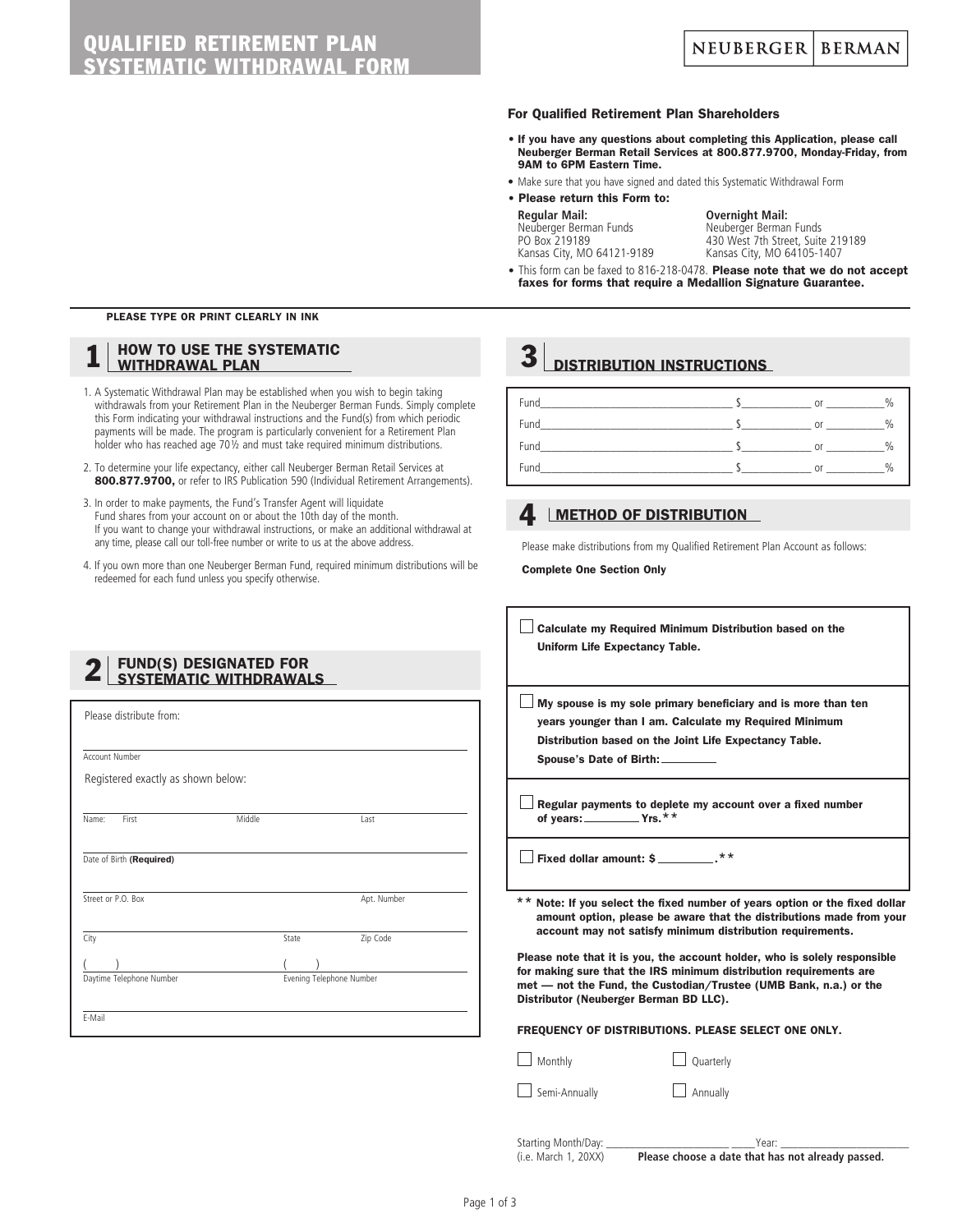# QUALIFIED RETIREMENT PLAN SYSTEMATIC WITHDRAWAL FORM

NEUBERGER | BERMAN

### For Qualified Retirement Plan Shareholders

- **If you have any questions about completing this Application, please call Neuberger Berman Retail Services at 800.877.9700, Monday-Friday, from 9AM to 6PM Eastern Time.**
- Make sure that you have signed and dated this Systematic Withdrawal Form
- **Please return this Form to:**

**Regular Mail:**
Neuberger Berman Funds
PO Box 219189
Kansas City, MO 64121-9189

**Overnight Mail:**
Neuberger Berman Funds
430 West 7th Street, Suite 219189
Kansas City, MO 64105-1407

- This form can be faxed to 816-218-0478. **Please note that we do not accept faxes for forms that require a Medallion Signature Guarantee.**

**PLEASE TYPE OR PRINT CLEARLY IN INK**

## 1 HOW TO USE THE SYSTEMATIC WITHDRAWAL PLAN

1. A Systematic Withdrawal Plan may be established when you wish to begin taking withdrawals from your Retirement Plan in the Neuberger Berman Funds. Simply complete this Form indicating your withdrawal instructions and the Fund(s) from which periodic payments will be made. The program is particularly convenient for a Retirement Plan holder who has reached age 70½ and must take required minimum distributions.
2. To determine your life expectancy, either call Neuberger Berman Retail Services at **800.877.9700,** or refer to IRS Publication 590 (Individual Retirement Arrangements).
3. In order to make payments, the Fund's Transfer Agent will liquidate Fund shares from your account on or about the 10th day of the month. If you want to change your withdrawal instructions, or make an additional withdrawal at any time, please call our toll-free number or write to us at the above address.
4. If you own more than one Neuberger Berman Fund, required minimum distributions will be redeemed for each fund unless you specify otherwise.

## 2 FUND(S) DESIGNATED FOR SYSTEMATIC WITHDRAWALS

Please distribute from:

Account Number ______________________

Registered exactly as shown below:

Name: First ____________ Middle ____________ Last ____________

Date of Birth **(Required)** ______________________

Street or P.O. Box ____________ Apt. Number ____________

City ____________ State ____________ Zip Code ____________

( ) Daytime Telephone Number ____________ ( ) Evening Telephone Number ____________

E-Mail ______________________

## 3 DISTRIBUTION INSTRUCTIONS

Fund______________________ $____________ or __________%

Fund______________________ $____________ or __________%

Fund______________________ $____________ or __________%

Fund______________________ $____________ or __________%

## 4 METHOD OF DISTRIBUTION

Please make distributions from my Qualified Retirement Plan Account as follows:

**Complete One Section Only**

☐ **Calculate my Required Minimum Distribution based on the Uniform Life Expectancy Table.**

☐ **My spouse is my sole primary beneficiary and is more than ten years younger than I am. Calculate my Required Minimum Distribution based on the Joint Life Expectancy Table.**
**Spouse's Date of Birth:** ____________

☐ **Regular payments to deplete my account over a fixed number of years: ________ Yrs.\*\***

☐ **Fixed dollar amount: $ ________ .\*\***

**\*\* Note: If you select the fixed number of years option or the fixed dollar amount option, please be aware that the distributions made from your account may not satisfy minimum distribution requirements.**

**Please note that it is you, the account holder, who is solely responsible for making sure that the IRS minimum distribution requirements are met — not the Fund, the Custodian/Trustee (UMB Bank, n.a.) or the Distributor (Neuberger Berman BD LLC).**

**FREQUENCY OF DISTRIBUTIONS. PLEASE SELECT ONE ONLY.**

☐ Monthly ☐ Quarterly

☐ Semi-Annually ☐ Annually

Starting Month/Day: ______________________ Year: ______________________
(i.e. March 1, 20XX) **Please choose a date that has not already passed.**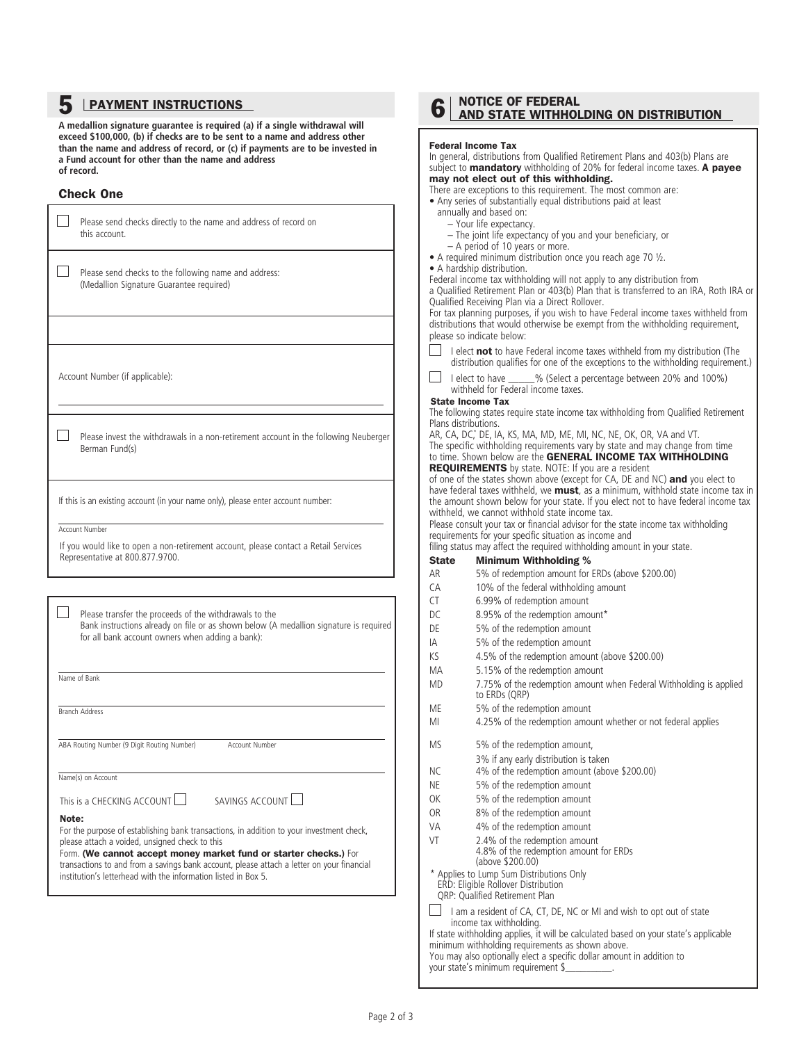## 5 PAYMENT INSTRUCTIONS

**A medallion signature guarantee is required (a) if a single withdrawal will exceed $100,000, (b) if checks are to be sent to a name and address other than the name and address of record, or (c) if payments are to be invested in a Fund account for other than the name and address of record.**

### Check One

☐ Please send checks directly to the name and address of record on this account.

☐ Please send checks to the following name and address: (Medallion Signature Guarantee required)

Account Number (if applicable): ______________________

☐ Please invest the withdrawals in a non-retirement account in the following Neuberger Berman Fund(s)

If this is an existing account (in your name only), please enter account number:

______________________
Account Number

If you would like to open a non-retirement account, please contact a Retail Services Representative at 800.877.9700.

☐ Please transfer the proceeds of the withdrawals to the Bank instructions already on file or as shown below (A medallion signature is required for all bank account owners when adding a bank):

______________________
Name of Bank

______________________
Branch Address

______________________
ABA Routing Number (9 Digit Routing Number) Account Number

______________________
Name(s) on Account

This is a CHECKING ACCOUNT ☐ SAVINGS ACCOUNT ☐

**Note:**
For the purpose of establishing bank transactions, in addition to your investment check, please attach a voided, unsigned check to this Form. **(We cannot accept money market fund or starter checks.)** For transactions to and from a savings bank account, please attach a letter on your financial institution's letterhead with the information listed in Box 5.

## 6 NOTICE OF FEDERAL AND STATE WITHHOLDING ON DISTRIBUTION

**Federal Income Tax**
In general, distributions from Qualified Retirement Plans and 403(b) Plans are subject to **mandatory** withholding of 20% for federal income taxes. **A payee may not elect out of this withholding.**
There are exceptions to this requirement. The most common are:

- Any series of substantially equal distributions paid at least annually and based on:
  - Your life expectancy.
  - The joint life expectancy of you and your beneficiary, or
  - A period of 10 years or more.
- A required minimum distribution once you reach age 70 ½.
- A hardship distribution.

Federal income tax withholding will not apply to any distribution from a Qualified Retirement Plan or 403(b) Plan that is transferred to an IRA, Roth IRA or Qualified Receiving Plan via a Direct Rollover.
For tax planning purposes, if you wish to have Federal income taxes withheld from distributions that would otherwise be exempt from the withholding requirement, please so indicate below:

☐ I elect **not** to have Federal income taxes withheld from my distribution (The distribution qualifies for one of the exceptions to the withholding requirement.)

☐ I elect to have ______% (Select a percentage between 20% and 100%) withheld for Federal income taxes.

**State Income Tax**
The following states require state income tax withholding from Qualified Retirement Plans distributions.
AR, CA, DC*, DE, IA, KS, MA, MD, ME, MI, NC, NE, OK, OR, VA and VT.
The specific withholding requirements vary by state and may change from time to time. Shown below are the **GENERAL INCOME TAX WITHHOLDING REQUIREMENTS** by state. NOTE: If you are a resident of one of the states shown above (except for CA, DE and NC) **and** you elect to have federal taxes withheld, we **must**, as a minimum, withhold state income tax in the amount shown below for your state. If you elect not to have federal income tax withheld, we cannot withhold state income tax.
Please consult your tax or financial advisor for the state income tax withholding requirements for your specific situation as income and filing status may affect the required withholding amount in your state.

| State | Minimum Withholding % |
|---|---|
| AR | 5% of redemption amount for ERDs (above $200.00) |
| CA | 10% of the federal withholding amount |
| CT | 6.99% of redemption amount |
| DC | 8.95% of the redemption amount* |
| DE | 5% of the redemption amount |
| IA | 5% of the redemption amount |
| KS | 4.5% of the redemption amount (above $200.00) |
| MA | 5.15% of the redemption amount |
| MD | 7.75% of the redemption amount when Federal Withholding is applied to ERDs (QRP) |
| ME | 5% of the redemption amount |
| MI | 4.25% of the redemption amount whether or not federal applies |
| MS | 5% of the redemption amount, 3% if any early distribution is taken |
| NC | 4% of the redemption amount (above $200.00) |
| NE | 5% of the redemption amount |
| OK | 5% of the redemption amount |
| OR | 8% of the redemption amount |
| VA | 4% of the redemption amount |
| VT | 2.4% of the redemption amount 4.8% of the redemption amount for ERDs (above $200.00) |

\* Applies to Lump Sum Distributions Only
ERD: Eligible Rollover Distribution
QRP: Qualified Retirement Plan

☐ I am a resident of CA, CT, DE, NC or MI and wish to opt out of state income tax withholding.

If state withholding applies, it will be calculated based on your state's applicable minimum withholding requirements as shown above.
You may also optionally elect a specific dollar amount in addition to your state's minimum requirement $__________.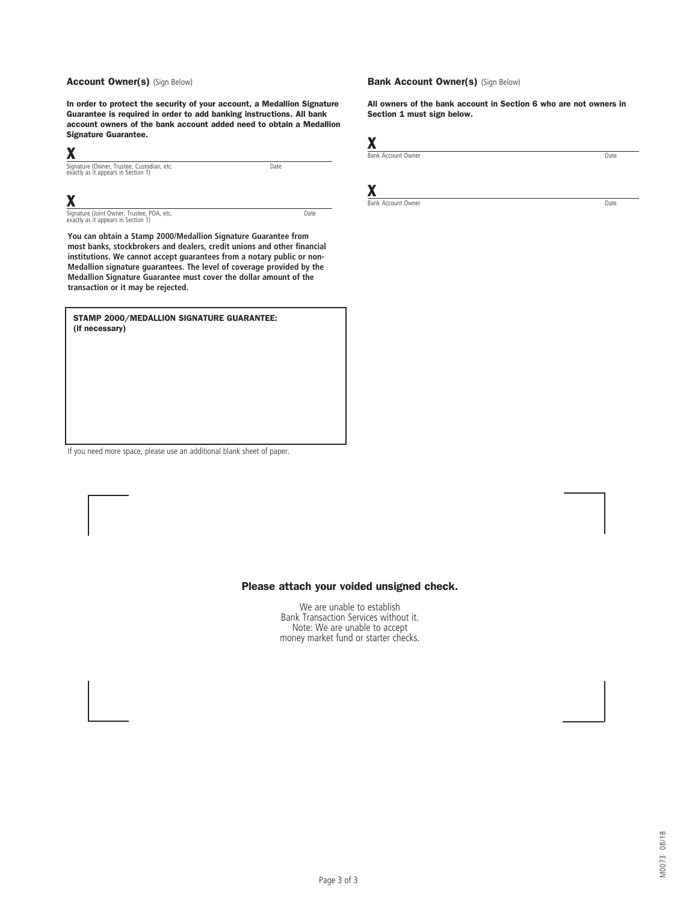**Account Owner(s)** (Sign Below)

**In order to protect the security of your account, a Medallion Signature Guarantee is required in order to add banking instructions. All bank account owners of the bank account added need to obtain a Medallion Signature Guarantee.**

**X** ______________________________________________

Signature (Owner, Trustee, Custodian, etc. exactly as it appears in Section 1) Date

**X** ______________________________________________

Signature (Joint Owner, Trustee, POA, etc. exactly as it appears in Section 1) Date

**You can obtain a Stamp 2000/Medallion Signature Guarantee from most banks, stockbrokers and dealers, credit unions and other financial institutions. We cannot accept guarantees from a notary public or non-Medallion signature guarantees. The level of coverage provided by the Medallion Signature Guarantee must cover the dollar amount of the transaction or it may be rejected.**

**STAMP 2000/MEDALLION SIGNATURE GUARANTEE:**
**(if necessary)**

If you need more space, please use an additional blank sheet of paper.

**Bank Account Owner(s)** (Sign Below)

**All owners of the bank account in Section 6 who are not owners in Section 1 must sign below.**

**X** ______________________________________________

Bank Account Owner Date

**X** ______________________________________________

Bank Account Owner Date

**Please attach your voided unsigned check.**

We are unable to establish Bank Transaction Services without it.
Note: We are unable to accept money market fund or starter checks.

M0073 08/18